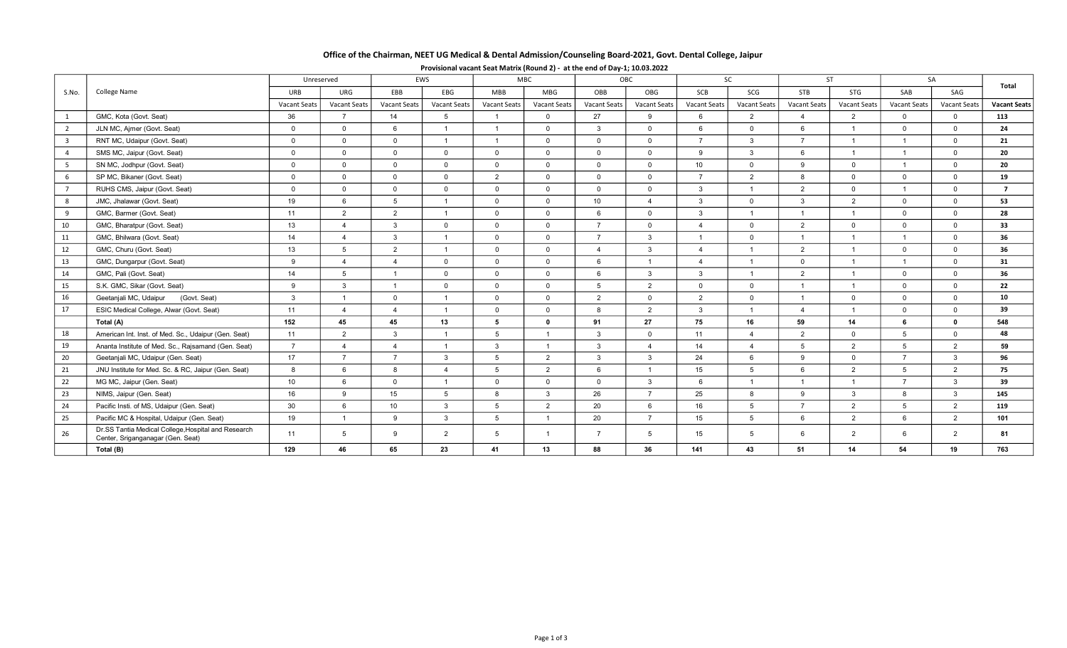# Office of the Chairman, NEET UG Medical & Dental Admission/Counseling Board-2021, Govt. Dental College, Jaipur

## Provisional vacant Seat Matrix (Round 2) - at the end of Day-1; 10.03.2022

| S.No. | College Name | Unreserved | | EWS | | MBC | | OBC | | SC | | ST | | SA | | Total |
|---|---|---|---|---|---|---|---|---|---|---|---|---|---|---|---|---|
| | | URB | URG | EBB | EBG | MBB | MBG | OBB | OBG | SCB | SCG | STB | STG | SAB | SAG | |
| | | Vacant Seats | Vacant Seats | Vacant Seats | Vacant Seats | Vacant Seats | Vacant Seats | Vacant Seats | Vacant Seats | Vacant Seats | Vacant Seats | Vacant Seats | Vacant Seats | Vacant Seats | Vacant Seats | Vacant Seats |
| 1 | GMC, Kota (Govt. Seat) | 36 | 7 | 14 | 5 | 1 | 0 | 27 | 9 | 6 | 2 | 4 | 2 | 0 | 0 | **113** |
| 2 | JLN MC, Ajmer (Govt. Seat) | 0 | 0 | 6 | 1 | 1 | 0 | 3 | 0 | 6 | 0 | 6 | 1 | 0 | 0 | **24** |
| 3 | RNT MC, Udaipur (Govt. Seat) | 0 | 0 | 0 | 1 | 1 | 0 | 0 | 0 | 7 | 3 | 7 | 1 | 1 | 0 | **21** |
| 4 | SMS MC, Jaipur (Govt. Seat) | 0 | 0 | 0 | 0 | 0 | 0 | 0 | 0 | 9 | 3 | 6 | 1 | 1 | 0 | **20** |
| 5 | SN MC, Jodhpur (Govt. Seat) | 0 | 0 | 0 | 0 | 0 | 0 | 0 | 0 | 10 | 0 | 9 | 0 | 1 | 0 | **20** |
| 6 | SP MC, Bikaner (Govt. Seat) | 0 | 0 | 0 | 0 | 2 | 0 | 0 | 0 | 7 | 2 | 8 | 0 | 0 | 0 | **19** |
| 7 | RUHS CMS, Jaipur (Govt. Seat) | 0 | 0 | 0 | 0 | 0 | 0 | 0 | 0 | 3 | 1 | 2 | 0 | 1 | 0 | **7** |
| 8 | JMC, Jhalawar (Govt. Seat) | 19 | 6 | 5 | 1 | 0 | 0 | 10 | 4 | 3 | 0 | 3 | 2 | 0 | 0 | **53** |
| 9 | GMC, Barmer (Govt. Seat) | 11 | 2 | 2 | 1 | 0 | 0 | 6 | 0 | 3 | 1 | 1 | 1 | 0 | 0 | **28** |
| 10 | GMC, Bharatpur (Govt. Seat) | 13 | 4 | 3 | 0 | 0 | 0 | 7 | 0 | 4 | 0 | 2 | 0 | 0 | 0 | **33** |
| 11 | GMC, Bhilwara (Govt. Seat) | 14 | 4 | 3 | 1 | 0 | 0 | 7 | 3 | 1 | 0 | 1 | 1 | 1 | 0 | **36** |
| 12 | GMC, Churu (Govt. Seat) | 13 | 5 | 2 | 1 | 0 | 0 | 4 | 3 | 4 | 1 | 2 | 1 | 0 | 0 | **36** |
| 13 | GMC, Dungarpur (Govt. Seat) | 9 | 4 | 4 | 0 | 0 | 0 | 6 | 1 | 4 | 1 | 0 | 1 | 1 | 0 | **31** |
| 14 | GMC, Pali (Govt. Seat) | 14 | 5 | 1 | 0 | 0 | 0 | 6 | 3 | 3 | 1 | 2 | 1 | 0 | 0 | **36** |
| 15 | S.K. GMC, Sikar (Govt. Seat) | 9 | 3 | 1 | 0 | 0 | 0 | 5 | 2 | 0 | 0 | 1 | 1 | 0 | 0 | **22** |
| 16 | Geetanjali MC, Udaipur (Govt. Seat) | 3 | 1 | 0 | 1 | 0 | 0 | 2 | 0 | 2 | 0 | 1 | 0 | 0 | 0 | **10** |
| 17 | ESIC Medical College, Alwar (Govt. Seat) | 11 | 4 | 4 | 1 | 0 | 0 | 8 | 2 | 3 | 1 | 4 | 1 | 0 | 0 | **39** |
| | **Total (A)** | **152** | **45** | **45** | **13** | **5** | **0** | **91** | **27** | **75** | **16** | **59** | **14** | **6** | **0** | **548** |
| 18 | American Int. Inst. of Med. Sc., Udaipur (Gen. Seat) | 11 | 2 | 3 | 1 | 5 | 1 | 3 | 0 | 11 | 4 | 2 | 0 | 5 | 0 | **48** |
| 19 | Ananta Institute of Med. Sc., Rajsamand (Gen. Seat) | 7 | 4 | 4 | 1 | 3 | 1 | 3 | 4 | 14 | 4 | 5 | 2 | 5 | 2 | **59** |
| 20 | Geetanjali MC, Udaipur (Gen. Seat) | 17 | 7 | 7 | 3 | 5 | 2 | 3 | 3 | 24 | 6 | 9 | 0 | 7 | 3 | **96** |
| 21 | JNU Institute for Med. Sc. & RC, Jaipur (Gen. Seat) | 8 | 6 | 8 | 4 | 5 | 2 | 6 | 1 | 15 | 5 | 6 | 2 | 5 | 2 | **75** |
| 22 | MG MC, Jaipur (Gen. Seat) | 10 | 6 | 0 | 1 | 0 | 0 | 0 | 3 | 6 | 1 | 1 | 1 | 7 | 3 | **39** |
| 23 | NIMS, Jaipur (Gen. Seat) | 16 | 9 | 15 | 5 | 8 | 3 | 26 | 7 | 25 | 8 | 9 | 3 | 8 | 3 | **145** |
| 24 | Pacific Insti. of MS, Udaipur (Gen. Seat) | 30 | 6 | 10 | 3 | 5 | 2 | 20 | 6 | 16 | 5 | 7 | 2 | 5 | 2 | **119** |
| 25 | Pacific MC & Hospital, Udaipur (Gen. Seat) | 19 | 1 | 9 | 3 | 5 | 1 | 20 | 7 | 15 | 5 | 6 | 2 | 6 | 2 | **101** |
| 26 | Dr.SS Tantia Medical College,Hospital and Research Center, Sriganganagar (Gen. Seat) | 11 | 5 | 9 | 2 | 5 | 1 | 7 | 5 | 15 | 5 | 6 | 2 | 6 | 2 | **81** |
| | **Total (B)** | **129** | **46** | **65** | **23** | **41** | **13** | **88** | **36** | **141** | **43** | **51** | **14** | **54** | **19** | **763** |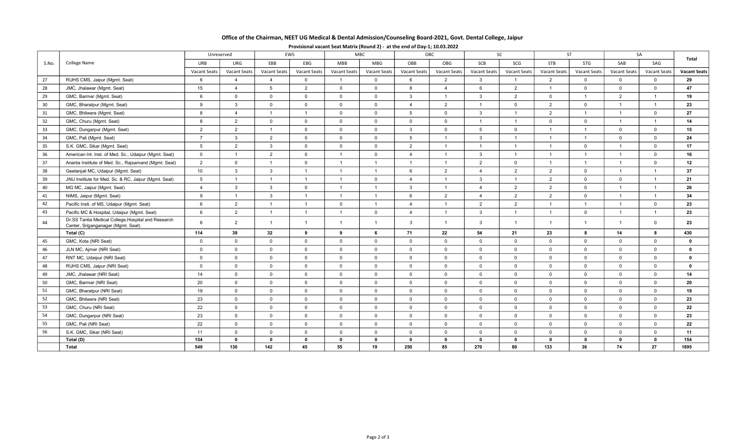**Office of the Chairman, NEET UG Medical & Dental Admission/Counseling Board-2021, Govt. Dental College, Jaipur**

**Provisional vacant Seat Matrix (Round 2) - at the end of Day-1; 10.03.2022**

| S.No. | College Name | Unreserved | | EWS | | MBC | | OBC | | SC | | ST | | SA | | Total |
|---|---|---|---|---|---|---|---|---|---|---|---|---|---|---|---|---|
| | | URB | URG | EBB | EBG | MBB | MBG | OBB | OBG | SCB | SCG | STB | STG | SAB | SAG | |
| | | Vacant Seats | Vacant Seats | Vacant Seats | Vacant Seats | Vacant Seats | Vacant Seats | Vacant Seats | Vacant Seats | Vacant Seats | Vacant Seats | Vacant Seats | Vacant Seats | Vacant Seats | Vacant Seats | Vacant Seats |
| 27 | RUHS CMS, Jaipur (Mgmt. Seat) | 6 | 4 | 4 | 0 | 1 | 0 | 6 | 2 | 3 | 1 | 2 | 0 | 0 | 0 | **29** |
| 28 | JMC, Jhalawar (Mgmt. Seat) | 15 | 4 | 5 | 2 | 0 | 0 | 8 | 4 | 6 | 2 | 1 | 0 | 0 | 0 | **47** |
| 29 | GMC, Barmer (Mgmt. Seat) | 6 | 0 | 0 | 0 | 0 | 0 | 3 | 1 | 3 | 2 | 0 | 1 | 2 | 1 | **19** |
| 30 | GMC, Bharatpur (Mgmt. Seat) | 9 | 3 | 0 | 0 | 0 | 0 | 4 | 2 | 1 | 0 | 2 | 0 | 1 | 1 | **23** |
| 31 | GMC, Bhilwara (Mgmt. Seat) | 8 | 4 | 1 | 1 | 0 | 0 | 5 | 0 | 3 | 1 | 2 | 1 | 1 | 0 | **27** |
| 32 | GMC, Churu (Mgmt. Seat) | 8 | 2 | 0 | 0 | 0 | 0 | 0 | 0 | 1 | 1 | 0 | 0 | 1 | 1 | **14** |
| 33 | GMC, Dungarpur (Mgmt. Seat) | 2 | 2 | 1 | 0 | 0 | 0 | 3 | 0 | 5 | 0 | 1 | 1 | 0 | 0 | **15** |
| 34 | GMC, Pali (Mgmt. Seat) | 7 | 3 | 2 | 0 | 0 | 0 | 5 | 1 | 3 | 1 | 1 | 1 | 0 | 0 | **24** |
| 35 | S.K. GMC, Sikar (Mgmt. Seat) | 5 | 2 | 3 | 0 | 0 | 0 | 2 | 1 | 1 | 1 | 1 | 0 | 1 | 0 | **17** |
| 36 | American Int. Inst. of Med. Sc., Udaipur (Mgmt. Seat) | 0 | 1 | 2 | 0 | 1 | 0 | 4 | 1 | 3 | 1 | 1 | 1 | 1 | 0 | **16** |
| 37 | Ananta Institute of Med. Sc., Rajsamand (Mgmt. Seat) | 2 | 0 | 1 | 0 | 1 | 1 | 1 | 1 | 2 | 0 | 1 | 1 | 1 | 0 | **12** |
| 38 | Geetanjali MC, Udaipur (Mgmt. Seat) | 10 | 3 | 3 | 1 | 1 | 1 | 6 | 2 | 4 | 2 | 2 | 0 | 1 | 1 | **37** |
| 39 | JNU Institute for Med. Sc. & RC, Jaipur (Mgmt. Seat) | 5 | 1 | 1 | 1 | 1 | 0 | 4 | 1 | 3 | 1 | 2 | 0 | 0 | 1 | **21** |
| 40 | MG MC, Jaipur (Mgmt. Seat) | 4 | 3 | 3 | 0 | 1 | 1 | 3 | 1 | 4 | 2 | 2 | 0 | 1 | 1 | **26** |
| 41 | NIMS, Jaipur (Mgmt. Seat) | 9 | 1 | 3 | 1 | 1 | 1 | 6 | 2 | 4 | 2 | 2 | 0 | 1 | 1 | **34** |
| 42 | Pacific Insti. of MS, Udaipur (Mgmt. Seat) | 6 | 2 | 1 | 1 | 0 | 1 | 4 | 1 | 2 | 2 | 1 | 1 | 1 | 0 | **23** |
| 43 | Pacific MC & Hospital, Udaipur (Mgmt. Seat) | 6 | 2 | 1 | 1 | 1 | 0 | 4 | 1 | 3 | 1 | 1 | 0 | 1 | 1 | **23** |
| 44 | Dr.SS Tantia Medical College,Hospital and Research Center, Sriganganagar (Mgmt. Seat) | 6 | 2 | 1 | 1 | 1 | 1 | 3 | 1 | 3 | 1 | 1 | 1 | 1 | 0 | **23** |
| | **Total (C)** | **114** | **39** | **32** | **9** | **9** | **6** | **71** | **22** | **54** | **21** | **23** | **8** | **14** | **8** | **430** |
| 45 | GMC, Kota (NRI Seat) | 0 | 0 | 0 | 0 | 0 | 0 | 0 | 0 | 0 | 0 | 0 | 0 | 0 | 0 | **0** |
| 46 | JLN MC, Ajmer (NRI Seat) | 0 | 0 | 0 | 0 | 0 | 0 | 0 | 0 | 0 | 0 | 0 | 0 | 0 | 0 | **0** |
| 47 | RNT MC, Udaipur (NRI Seat) | 0 | 0 | 0 | 0 | 0 | 0 | 0 | 0 | 0 | 0 | 0 | 0 | 0 | 0 | **0** |
| 48 | RUHS CMS, Jaipur (NRI Seat) | 0 | 0 | 0 | 0 | 0 | 0 | 0 | 0 | 0 | 0 | 0 | 0 | 0 | 0 | **0** |
| 49 | JMC, Jhalawar (NRI Seat) | 14 | 0 | 0 | 0 | 0 | 0 | 0 | 0 | 0 | 0 | 0 | 0 | 0 | 0 | **14** |
| 50 | GMC, Barmer (NRI Seat) | 20 | 0 | 0 | 0 | 0 | 0 | 0 | 0 | 0 | 0 | 0 | 0 | 0 | 0 | **20** |
| 51 | GMC, Bharatpur (NRI Seat) | 19 | 0 | 0 | 0 | 0 | 0 | 0 | 0 | 0 | 0 | 0 | 0 | 0 | 0 | **19** |
| 52 | GMC, Bhilwara (NRI Seat) | 23 | 0 | 0 | 0 | 0 | 0 | 0 | 0 | 0 | 0 | 0 | 0 | 0 | 0 | **23** |
| 53 | GMC, Churu (NRI Seat) | 22 | 0 | 0 | 0 | 0 | 0 | 0 | 0 | 0 | 0 | 0 | 0 | 0 | 0 | **22** |
| 54 | GMC, Dungarpur (NRI Seat) | 23 | 0 | 0 | 0 | 0 | 0 | 0 | 0 | 0 | 0 | 0 | 0 | 0 | 0 | **23** |
| 55 | GMC, Pali (NRI Seat) | 22 | 0 | 0 | 0 | 0 | 0 | 0 | 0 | 0 | 0 | 0 | 0 | 0 | 0 | **22** |
| 56 | S.K. GMC, Sikar (NRI Seat) | 11 | 0 | 0 | 0 | 0 | 0 | 0 | 0 | 0 | 0 | 0 | 0 | 0 | 0 | **11** |
| | **Total (D)** | **154** | **0** | **0** | **0** | **0** | **0** | **0** | **0** | **0** | **0** | **0** | **0** | **0** | **0** | **154** |
| | **Total** | **549** | **130** | **142** | **45** | **55** | **19** | **250** | **85** | **270** | **80** | **133** | **36** | **74** | **27** | **1895** |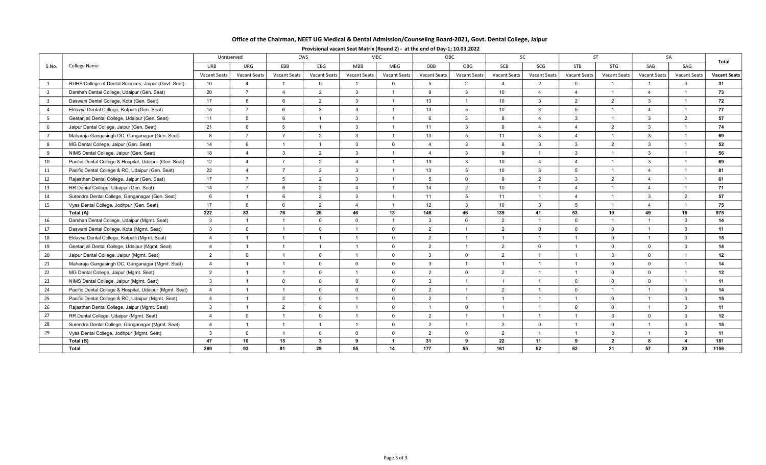**Office of the Chairman, NEET UG Medical & Dental Admission/Counseling Board-2021, Govt. Dental College, Jaipur**

**Provisional vacant Seat Matrix (Round 2) - at the end of Day-1; 10.03.2022**

| S.No. | College Name | Unreserved | | EWS | | MBC | | OBC | | SC | | ST | | SA | | Total |
|---|---|---|---|---|---|---|---|---|---|---|---|---|---|---|---|---|
| | | URB | URG | EBB | EBG | MBB | MBG | OBB | OBG | SCB | SCG | STB | STG | SAB | SAG | |
| | | Vacant Seats | Vacant Seats | Vacant Seats | Vacant Seats | Vacant Seats | Vacant Seats | Vacant Seats | Vacant Seats | Vacant Seats | Vacant Seats | Vacant Seats | Vacant Seats | Vacant Seats | Vacant Seats | Vacant Seats |
| 1 | RUHS College of Dental Sciences, Jaipur (Govt. Seat) | 10 | 4 | 1 | 0 | 1 | 0 | 5 | 2 | 4 | 2 | 0 | 1 | 1 | 0 | **31** |
| 2 | Darshan Dental College, Udaipur (Gen. Seat) | 20 | 7 | 4 | 2 | 3 | 1 | 9 | 3 | 10 | 4 | 4 | 1 | 4 | 1 | **73** |
| 3 | Daswani Dental College, Kota (Gen. Seat) | 17 | 8 | 6 | 2 | 3 | 1 | 13 | 1 | 10 | 3 | 2 | 2 | 3 | 1 | **72** |
| 4 | Eklavya Dental College, Kotputli (Gen. Seat) | 15 | 7 | 6 | 3 | 3 | 1 | 13 | 5 | 10 | 3 | 5 | 1 | 4 | 1 | **77** |
| 5 | Geetanjali Dental College, Udaipur (Gen. Seat) | 11 | 5 | 6 | 1 | 3 | 1 | 6 | 3 | 8 | 4 | 3 | 1 | 3 | 2 | **57** |
| 6 | Jaipur Dental College, Jaipur (Gen. Seat) | 21 | 6 | 5 | 1 | 3 | 1 | 11 | 3 | 9 | 4 | 4 | 2 | 3 | 1 | **74** |
| 7 | Maharaja Gangasingh DC, Ganganagar (Gen. Seat) | 8 | 7 | 7 | 2 | 3 | 1 | 13 | 5 | 11 | 3 | 4 | 1 | 3 | 1 | **69** |
| 8 | MG Dental College, Jaipur (Gen. Seat) | 14 | 6 | 1 | 1 | 3 | 0 | 4 | 3 | 8 | 3 | 3 | 2 | 3 | 1 | **52** |
| 9 | NIMS Dental College, Jaipur (Gen. Seat) | 18 | 4 | 3 | 2 | 3 | 1 | 4 | 3 | 9 | 1 | 3 | 1 | 3 | 1 | **56** |
| 10 | Pacific Dental College & Hospital, Udaipur (Gen. Seat) | 12 | 4 | 7 | 2 | 4 | 1 | 13 | 3 | 10 | 4 | 4 | 1 | 3 | 1 | **69** |
| 11 | Pacific Dental College & RC, Udaipur (Gen. Seat) | 22 | 4 | 7 | 2 | 3 | 1 | 13 | 5 | 10 | 3 | 5 | 1 | 4 | 1 | **81** |
| 12 | Rajasthan Dental College, Jaipur (Gen. Seat) | 17 | 7 | 5 | 2 | 3 | 1 | 5 | 0 | 9 | 2 | 3 | 2 | 4 | 1 | **61** |
| 13 | RR Dental College, Udaipur (Gen. Seat) | 14 | 7 | 6 | 2 | 4 | 1 | 14 | 2 | 10 | 1 | 4 | 1 | 4 | 1 | **71** |
| 14 | Surendra Dental College, Ganganagar (Gen. Seat) | 6 | 1 | 6 | 2 | 3 | 1 | 11 | 5 | 11 | 1 | 4 | 1 | 3 | 2 | **57** |
| 15 | Vyas Dental College, Jodhpur (Gen. Seat) | 17 | 6 | 6 | 2 | 4 | 1 | 12 | 3 | 10 | 3 | 5 | 1 | 4 | 1 | **75** |
| | **Total (A)** | **222** | **83** | **76** | **26** | **46** | **13** | **146** | **46** | **139** | **41** | **53** | **19** | **49** | **16** | **975** |
| 16 | Darshan Dental College, Udaipur (Mgmt. Seat) | 3 | 1 | 1 | 0 | 0 | 1 | 3 | 0 | 2 | 1 | 0 | 1 | 1 | 0 | **14** |
| 17 | Daswani Dental College, Kota (Mgmt. Seat) | 3 | 0 | 1 | 0 | 1 | 0 | 2 | 1 | 2 | 0 | 0 | 0 | 1 | 0 | **11** |
| 18 | Eklavya Dental College, Kotputli (Mgmt. Seat) | 4 | 1 | 1 | 1 | 1 | 0 | 2 | 1 | 1 | 1 | 1 | 0 | 1 | 0 | **15** |
| 19 | Geetanjali Dental College, Udaipur (Mgmt. Seat) | 4 | 1 | 1 | 1 | 1 | 0 | 2 | 1 | 2 | 0 | 1 | 0 | 0 | 0 | **14** |
| 20 | Jaipur Dental College, Jaipur (Mgmt. Seat) | 2 | 0 | 1 | 0 | 1 | 0 | 3 | 0 | 2 | 1 | 1 | 0 | 0 | 1 | **12** |
| 21 | Maharaja Gangasingh DC, Ganganagar (Mgmt. Seat) | 4 | 1 | 1 | 0 | 0 | 0 | 3 | 1 | 1 | 1 | 1 | 0 | 0 | 1 | **14** |
| 22 | MG Dental College, Jaipur (Mgmt. Seat) | 2 | 1 | 1 | 0 | 1 | 0 | 2 | 0 | 2 | 1 | 1 | 0 | 0 | 1 | **12** |
| 23 | NIMS Dental College, Jaipur (Mgmt. Seat) | 3 | 1 | 0 | 0 | 0 | 0 | 3 | 1 | 1 | 1 | 0 | 0 | 0 | 1 | **11** |
| 24 | Pacific Dental College & Hospital, Udaipur (Mgmt. Seat) | 4 | 1 | 1 | 0 | 0 | 0 | 2 | 1 | 2 | 1 | 0 | 1 | 1 | 0 | **14** |
| 25 | Pacific Dental College & RC, Udaipur (Mgmt. Seat) | 4 | 1 | 2 | 0 | 1 | 0 | 2 | 1 | 1 | 1 | 1 | 0 | 1 | 0 | **15** |
| 26 | Rajasthan Dental College, Jaipur (Mgmt. Seat) | 3 | 1 | 2 | 0 | 1 | 0 | 1 | 0 | 1 | 1 | 0 | 0 | 1 | 0 | **11** |
| 27 | RR Dental College, Udaipur (Mgmt. Seat) | 4 | 0 | 1 | 0 | 1 | 0 | 2 | 1 | 1 | 1 | 1 | 0 | 0 | 0 | **12** |
| 28 | Surendra Dental College, Ganganagar (Mgmt. Seat) | 4 | 1 | 1 | 1 | 1 | 0 | 2 | 1 | 2 | 0 | 1 | 0 | 1 | 0 | **15** |
| 29 | Vyas Dental College, Jodhpur (Mgmt. Seat) | 3 | 0 | 1 | 0 | 0 | 0 | 2 | 0 | 2 | 1 | 1 | 0 | 1 | 0 | **11** |
| | **Total (B)** | **47** | **10** | **15** | **3** | **9** | **1** | **31** | **9** | **22** | **11** | **9** | **2** | **8** | **4** | **181** |
| | **Total** | **269** | **93** | **91** | **29** | **55** | **14** | **177** | **55** | **161** | **52** | **62** | **21** | **57** | **20** | **1156** |